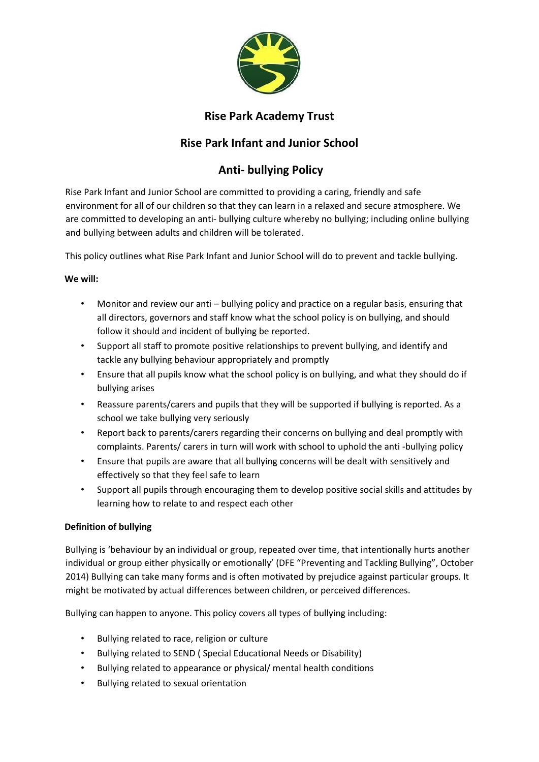# Rise Park Academy Trust

## Rise Park Infant and Junior School

## Anti- bullying Policy

Rise Park Infant and Junior School are committed to providing a caring, friendly and safe environment for all of our children so that they can learn in a relaxed and secure atmosphere. We are committed to developing an anti- bullying culture whereby no bullying; including online bullying and bullying between adults and children will be tolerated.

This policy outlines what Rise Park Infant and Junior School will do to prevent and tackle bullying.

**We will:**

- Monitor and review our anti – bullying policy and practice on a regular basis, ensuring that all directors, governors and staff know what the school policy is on bullying, and should follow it should and incident of bullying be reported.
- Support all staff to promote positive relationships to prevent bullying, and identify and tackle any bullying behaviour appropriately and promptly
- Ensure that all pupils know what the school policy is on bullying, and what they should do if bullying arises
- Reassure parents/carers and pupils that they will be supported if bullying is reported. As a school we take bullying very seriously
- Report back to parents/carers regarding their concerns on bullying and deal promptly with complaints. Parents/ carers in turn will work with school to uphold the anti -bullying policy
- Ensure that pupils are aware that all bullying concerns will be dealt with sensitively and effectively so that they feel safe to learn
- Support all pupils through encouraging them to develop positive social skills and attitudes by learning how to relate to and respect each other

**Definition of bullying**

Bullying is 'behaviour by an individual or group, repeated over time, that intentionally hurts another individual or group either physically or emotionally' (DFE "Preventing and Tackling Bullying", October 2014) Bullying can take many forms and is often motivated by prejudice against particular groups. It might be motivated by actual differences between children, or perceived differences.

Bullying can happen to anyone. This policy covers all types of bullying including:

- Bullying related to race, religion or culture
- Bullying related to SEND ( Special Educational Needs or Disability)
- Bullying related to appearance or physical/ mental health conditions
- Bullying related to sexual orientation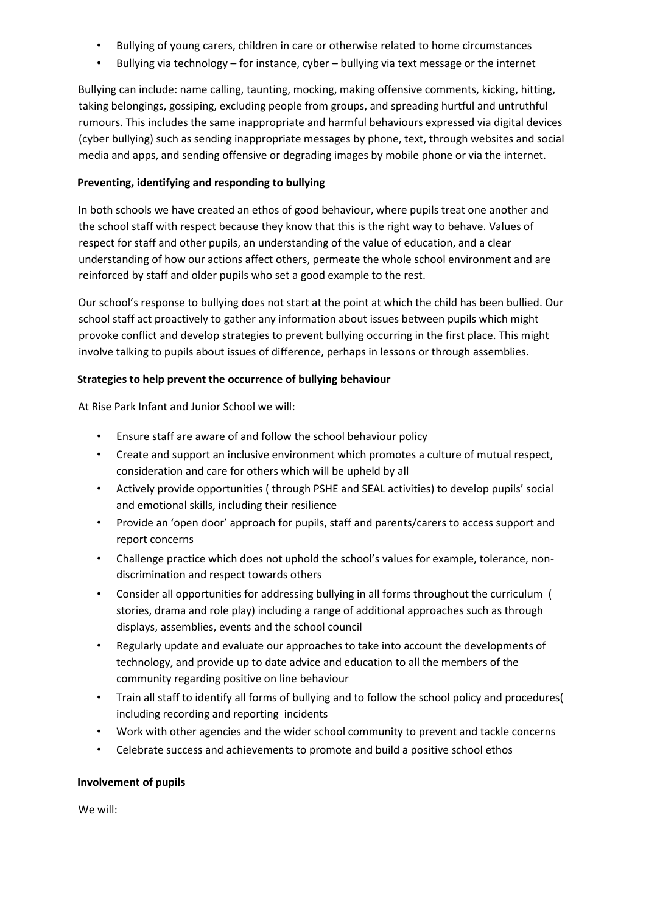- Bullying of young carers, children in care or otherwise related to home circumstances
- Bullying via technology – for instance, cyber – bullying via text message or the internet

Bullying can include: name calling, taunting, mocking, making offensive comments, kicking, hitting, taking belongings, gossiping, excluding people from groups, and spreading hurtful and untruthful rumours. This includes the same inappropriate and harmful behaviours expressed via digital devices (cyber bullying) such as sending inappropriate messages by phone, text, through websites and social media and apps, and sending offensive or degrading images by mobile phone or via the internet.

**Preventing, identifying and responding to bullying**

In both schools we have created an ethos of good behaviour, where pupils treat one another and the school staff with respect because they know that this is the right way to behave. Values of respect for staff and other pupils, an understanding of the value of education, and a clear understanding of how our actions affect others, permeate the whole school environment and are reinforced by staff and older pupils who set a good example to the rest.

Our school's response to bullying does not start at the point at which the child has been bullied. Our school staff act proactively to gather any information about issues between pupils which might provoke conflict and develop strategies to prevent bullying occurring in the first place. This might involve talking to pupils about issues of difference, perhaps in lessons or through assemblies.

**Strategies to help prevent the occurrence of bullying behaviour**

At Rise Park Infant and Junior School we will:

- Ensure staff are aware of and follow the school behaviour policy
- Create and support an inclusive environment which promotes a culture of mutual respect, consideration and care for others which will be upheld by all
- Actively provide opportunities ( through PSHE and SEAL activities) to develop pupils' social and emotional skills, including their resilience
- Provide an 'open door' approach for pupils, staff and parents/carers to access support and report concerns
- Challenge practice which does not uphold the school's values for example, tolerance, non-discrimination and respect towards others
- Consider all opportunities for addressing bullying in all forms throughout the curriculum ( stories, drama and role play) including a range of additional approaches such as through displays, assemblies, events and the school council
- Regularly update and evaluate our approaches to take into account the developments of technology, and provide up to date advice and education to all the members of the community regarding positive on line behaviour
- Train all staff to identify all forms of bullying and to follow the school policy and procedures( including recording and reporting incidents
- Work with other agencies and the wider school community to prevent and tackle concerns
- Celebrate success and achievements to promote and build a positive school ethos

**Involvement of pupils**

We will: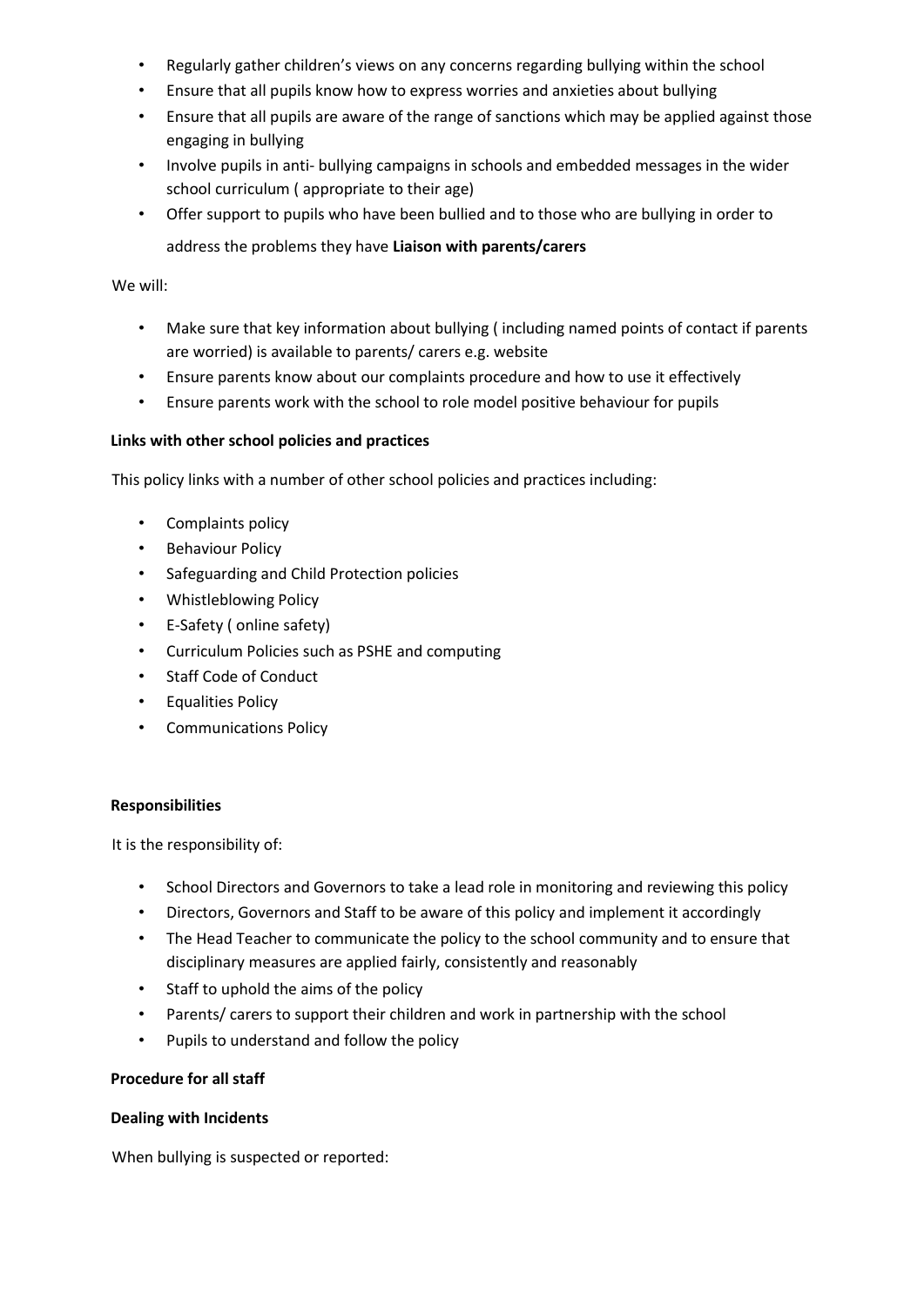- Regularly gather children's views on any concerns regarding bullying within the school
- Ensure that all pupils know how to express worries and anxieties about bullying
- Ensure that all pupils are aware of the range of sanctions which may be applied against those engaging in bullying
- Involve pupils in anti- bullying campaigns in schools and embedded messages in the wider school curriculum ( appropriate to their age)
- Offer support to pupils who have been bullied and to those who are bullying in order to address the problems they have

**Liaison with parents/carers**

We will:

- Make sure that key information about bullying ( including named points of contact if parents are worried) is available to parents/ carers e.g. website
- Ensure parents know about our complaints procedure and how to use it effectively
- Ensure parents work with the school to role model positive behaviour for pupils

**Links with other school policies and practices**

This policy links with a number of other school policies and practices including:

- Complaints policy
- Behaviour Policy
- Safeguarding and Child Protection policies
- Whistleblowing Policy
- E-Safety ( online safety)
- Curriculum Policies such as PSHE and computing
- Staff Code of Conduct
- Equalities Policy
- Communications Policy

**Responsibilities**

It is the responsibility of:

- School Directors and Governors to take a lead role in monitoring and reviewing this policy
- Directors, Governors and Staff to be aware of this policy and implement it accordingly
- The Head Teacher to communicate the policy to the school community and to ensure that disciplinary measures are applied fairly, consistently and reasonably
- Staff to uphold the aims of the policy
- Parents/ carers to support their children and work in partnership with the school
- Pupils to understand and follow the policy

**Procedure for all staff**

**Dealing with Incidents**

When bullying is suspected or reported: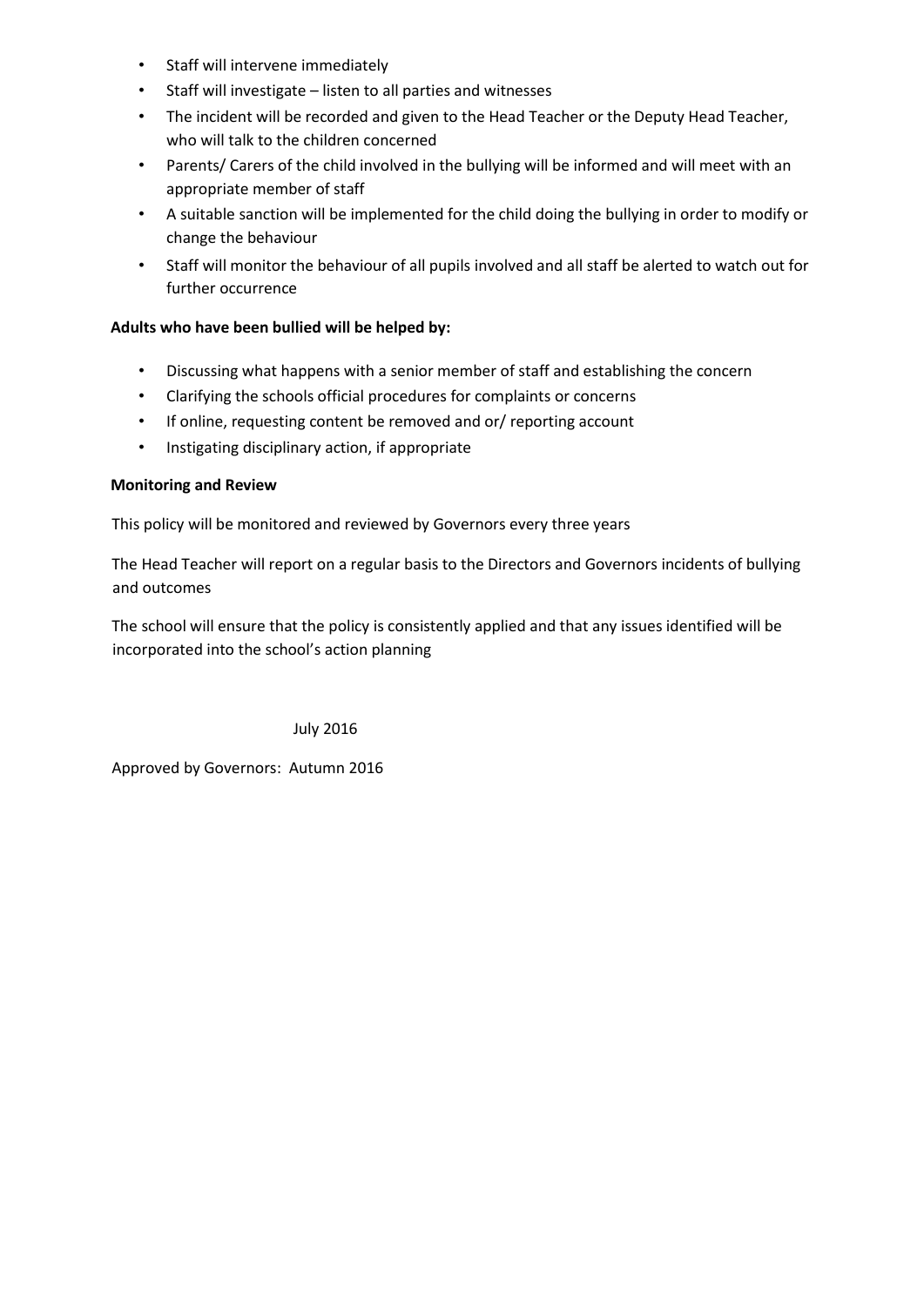- Staff will intervene immediately
- Staff will investigate – listen to all parties and witnesses
- The incident will be recorded and given to the Head Teacher or the Deputy Head Teacher, who will talk to the children concerned
- Parents/ Carers of the child involved in the bullying will be informed and will meet with an appropriate member of staff
- A suitable sanction will be implemented for the child doing the bullying in order to modify or change the behaviour
- Staff will monitor the behaviour of all pupils involved and all staff be alerted to watch out for further occurrence

**Adults who have been bullied will be helped by:**

- Discussing what happens with a senior member of staff and establishing the concern
- Clarifying the schools official procedures for complaints or concerns
- If online, requesting content be removed and or/ reporting account
- Instigating disciplinary action, if appropriate

**Monitoring and Review**

This policy will be monitored and reviewed by Governors every three years

The Head Teacher will report on a regular basis to the Directors and Governors incidents of bullying and outcomes

The school will ensure that the policy is consistently applied and that any issues identified will be incorporated into the school's action planning

July 2016

Approved by Governors: Autumn 2016